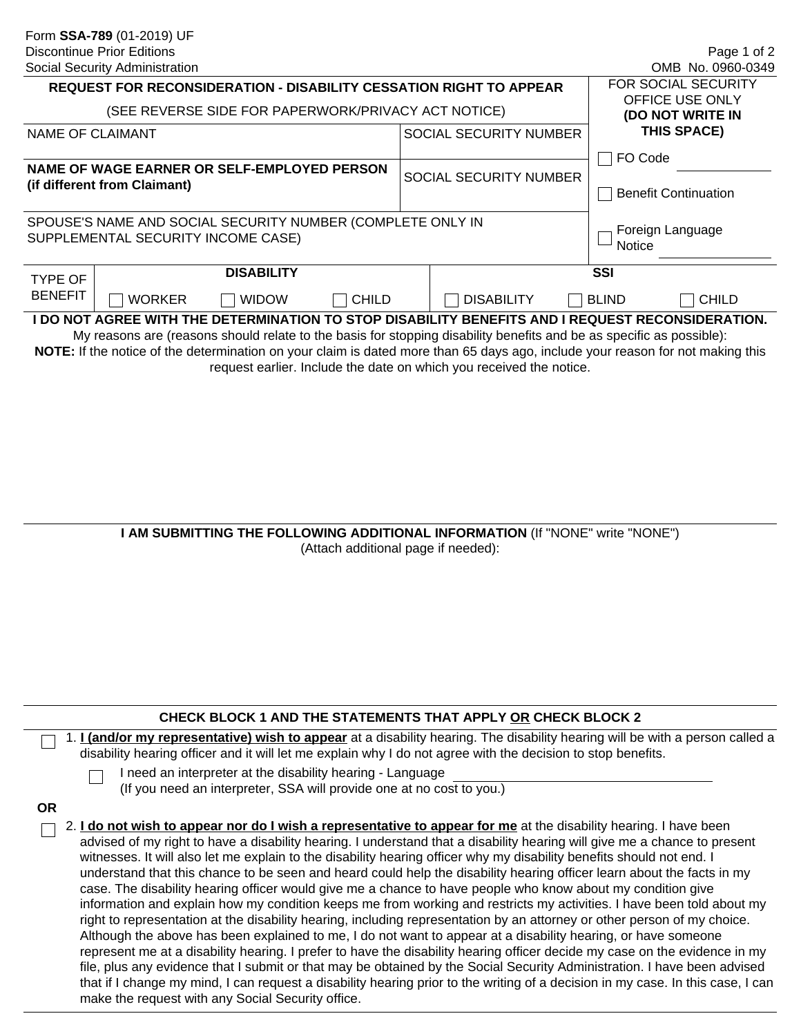Form **SSA-789** (01-2019) UF
Discontinue Prior Editions
Social Security Administration

OMB No. 0960-0349

## REQUEST FOR RECONSIDERATION - DISABILITY CESSATION RIGHT TO APPEAR

(SEE REVERSE SIDE FOR PAPERWORK/PRIVACY ACT NOTICE)

| NAME OF CLAIMANT | SOCIAL SECURITY NUMBER |
| --- | --- |
| **NAME OF WAGE EARNER OR SELF-EMPLOYED PERSON (if different from Claimant)** | SOCIAL SECURITY NUMBER |
| SPOUSE'S NAME AND SOCIAL SECURITY NUMBER (COMPLETE ONLY IN SUPPLEMENTAL SECURITY INCOME CASE) | |

FOR SOCIAL SECURITY OFFICE USE ONLY **(DO NOT WRITE IN THIS SPACE)**

☐ FO Code ______

☐ Benefit Continuation

☐ Foreign Language Notice ______

| TYPE OF BENEFIT | **DISABILITY** | | | **SSI** | | |
| --- | --- | --- | --- | --- | --- | --- |
| | ☐ WORKER | ☐ WIDOW | ☐ CHILD | ☐ DISABILITY | ☐ BLIND | ☐ CHILD |

**I DO NOT AGREE WITH THE DETERMINATION TO STOP DISABILITY BENEFITS AND I REQUEST RECONSIDERATION.**
My reasons are (reasons should relate to the basis for stopping disability benefits and be as specific as possible):
**NOTE:** If the notice of the determination on your claim is dated more than 65 days ago, include your reason for not making this request earlier. Include the date on which you received the notice.

**I AM SUBMITTING THE FOLLOWING ADDITIONAL INFORMATION** (If "NONE" write "NONE")
(Attach additional page if needed):

**CHECK BLOCK 1 AND THE STATEMENTS THAT APPLY OR CHECK BLOCK 2**

☐ 1. **I (and/or my representative) wish to appear** at a disability hearing. The disability hearing will be with a person called a disability hearing officer and it will let me explain why I do not agree with the decision to stop benefits.

☐ I need an interpreter at the disability hearing - Language ______
(If you need an interpreter, SSA will provide one at no cost to you.)

**OR**

☐ 2. **I do not wish to appear nor do I wish a representative to appear for me** at the disability hearing. I have been advised of my right to have a disability hearing. I understand that a disability hearing will give me a chance to present witnesses. It will also let me explain to the disability hearing officer why my disability benefits should not end. I understand that this chance to be seen and heard could help the disability hearing officer learn about the facts in my case. The disability hearing officer would give me a chance to have people who know about my condition give information and explain how my condition keeps me from working and restricts my activities. I have been told about my right to representation at the disability hearing, including representation by an attorney or other person of my choice. Although the above has been explained to me, I do not want to appear at a disability hearing, or have someone represent me at a disability hearing. I prefer to have the disability hearing officer decide my case on the evidence in my file, plus any evidence that I submit or that may be obtained by the Social Security Administration. I have been advised that if I change my mind, I can request a disability hearing prior to the writing of a decision in my case. In this case, I can make the request with any Social Security office.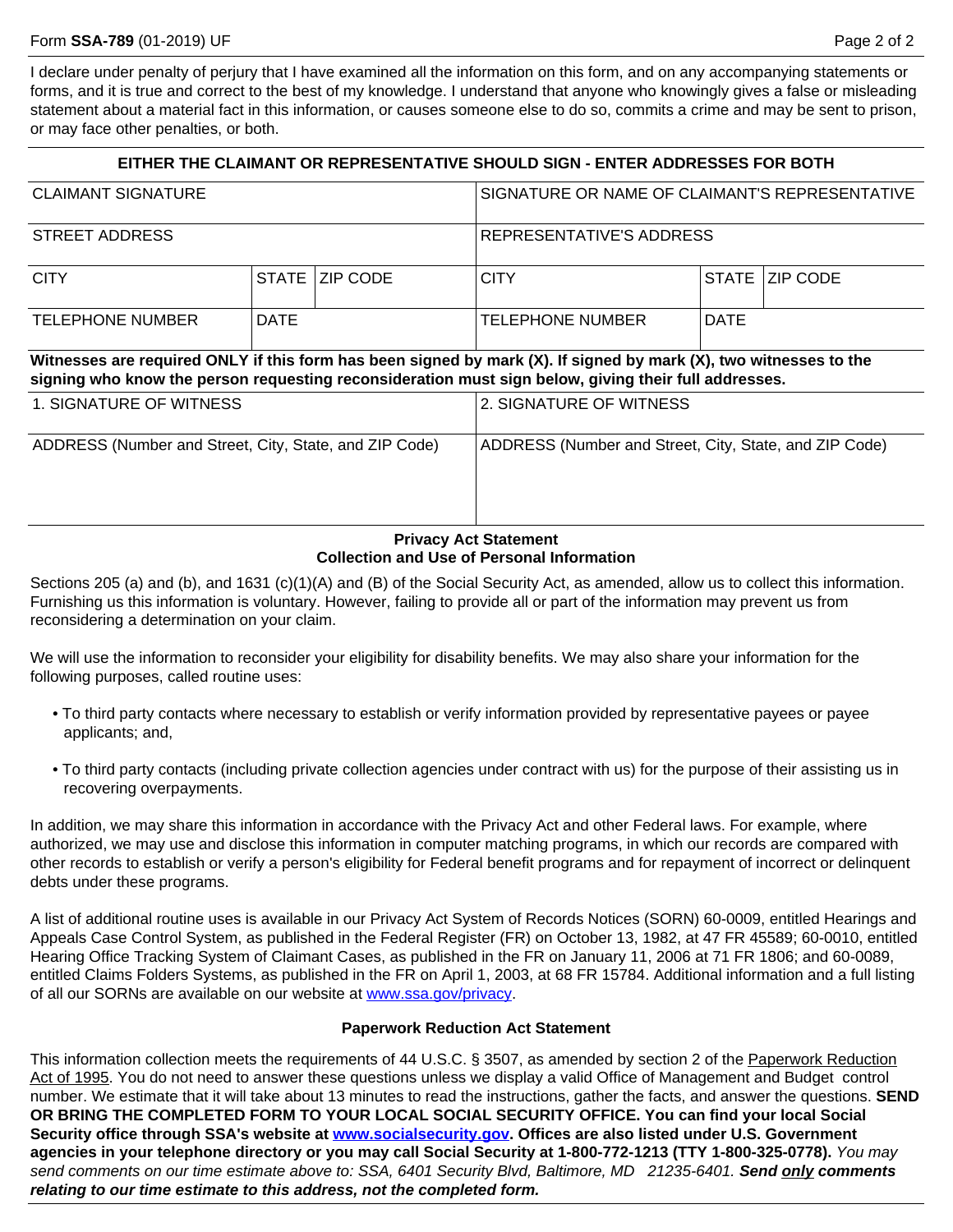I declare under penalty of perjury that I have examined all the information on this form, and on any accompanying statements or forms, and it is true and correct to the best of my knowledge. I understand that anyone who knowingly gives a false or misleading statement about a material fact in this information, or causes someone else to do so, commits a crime and may be sent to prison, or may face other penalties, or both.

**EITHER THE CLAIMANT OR REPRESENTATIVE SHOULD SIGN - ENTER ADDRESSES FOR BOTH**

| | | | | | |
|---|---|---|---|---|---|
| CLAIMANT SIGNATURE | | | SIGNATURE OR NAME OF CLAIMANT'S REPRESENTATIVE | | |
| STREET ADDRESS | | | REPRESENTATIVE'S ADDRESS | | |
| CITY | STATE | ZIP CODE | CITY | STATE | ZIP CODE |
| TELEPHONE NUMBER | DATE | | TELEPHONE NUMBER | DATE | |

**Witnesses are required ONLY if this form has been signed by mark (X). If signed by mark (X), two witnesses to the signing who know the person requesting reconsideration must sign below, giving their full addresses.**

| | |
|---|---|
| 1. SIGNATURE OF WITNESS | 2. SIGNATURE OF WITNESS |
| ADDRESS (Number and Street, City, State, and ZIP Code) | ADDRESS (Number and Street, City, State, and ZIP Code) |

## Privacy Act Statement
## Collection and Use of Personal Information

Sections 205 (a) and (b), and 1631 (c)(1)(A) and (B) of the Social Security Act, as amended, allow us to collect this information. Furnishing us this information is voluntary. However, failing to provide all or part of the information may prevent us from reconsidering a determination on your claim.

We will use the information to reconsider your eligibility for disability benefits. We may also share your information for the following purposes, called routine uses:

- To third party contacts where necessary to establish or verify information provided by representative payees or payee applicants; and,
- To third party contacts (including private collection agencies under contract with us) for the purpose of their assisting us in recovering overpayments.

In addition, we may share this information in accordance with the Privacy Act and other Federal laws. For example, where authorized, we may use and disclose this information in computer matching programs, in which our records are compared with other records to establish or verify a person's eligibility for Federal benefit programs and for repayment of incorrect or delinquent debts under these programs.

A list of additional routine uses is available in our Privacy Act System of Records Notices (SORN) 60-0009, entitled Hearings and Appeals Case Control System, as published in the Federal Register (FR) on October 13, 1982, at 47 FR 45589; 60-0010, entitled Hearing Office Tracking System of Claimant Cases, as published in the FR on January 11, 2006 at 71 FR 1806; and 60-0089, entitled Claims Folders Systems, as published in the FR on April 1, 2003, at 68 FR 15784. Additional information and a full listing of all our SORNs are available on our website at www.ssa.gov/privacy.

## Paperwork Reduction Act Statement

This information collection meets the requirements of 44 U.S.C. § 3507, as amended by section 2 of the Paperwork Reduction Act of 1995. You do not need to answer these questions unless we display a valid Office of Management and Budget control number. We estimate that it will take about 13 minutes to read the instructions, gather the facts, and answer the questions. **SEND OR BRING THE COMPLETED FORM TO YOUR LOCAL SOCIAL SECURITY OFFICE. You can find your local Social Security office through SSA's website at www.socialsecurity.gov. Offices are also listed under U.S. Government agencies in your telephone directory or you may call Social Security at 1-800-772-1213 (TTY 1-800-325-0778).** *You may send comments on our time estimate above to: SSA, 6401 Security Blvd, Baltimore, MD 21235-6401.* ***Send only comments relating to our time estimate to this address, not the completed form.***